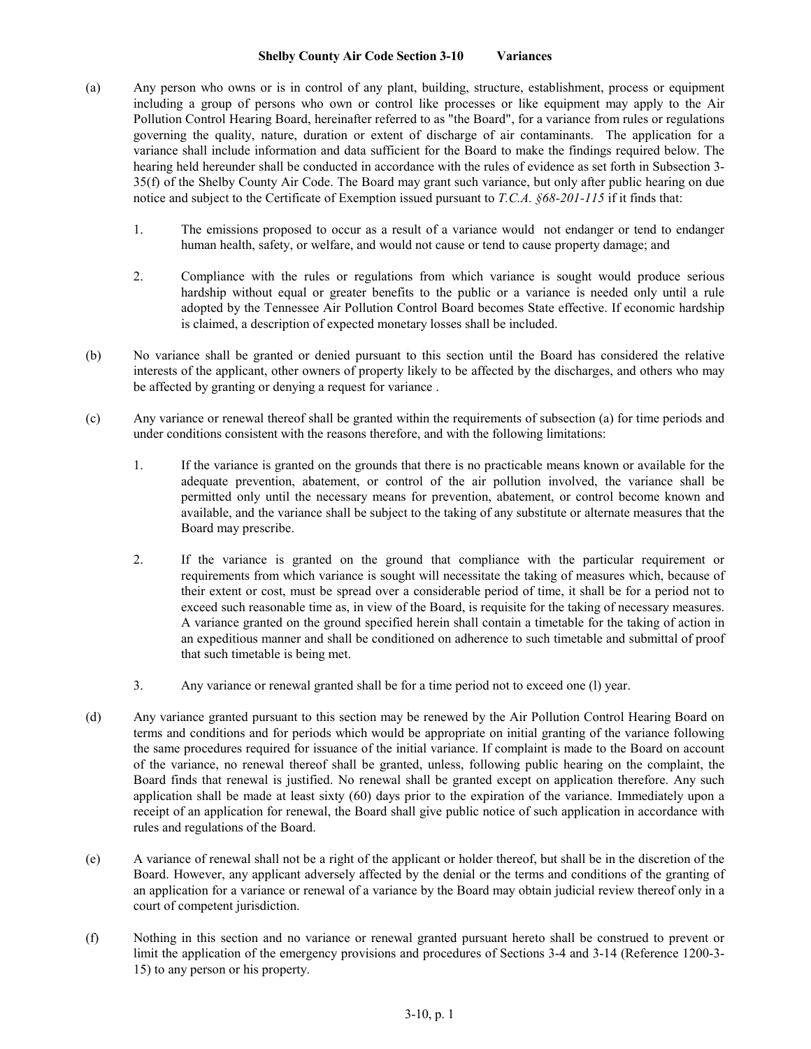**Shelby County Air Code Section 3-10 Variances**

(a) Any person who owns or is in control of any plant, building, structure, establishment, process or equipment including a group of persons who own or control like processes or like equipment may apply to the Air Pollution Control Hearing Board, hereinafter referred to as "the Board", for a variance from rules or regulations governing the quality, nature, duration or extent of discharge of air contaminants. The application for a variance shall include information and data sufficient for the Board to make the findings required below. The hearing held hereunder shall be conducted in accordance with the rules of evidence as set forth in Subsection 3-35(f) of the Shelby County Air Code. The Board may grant such variance, but only after public hearing on due notice and subject to the Certificate of Exemption issued pursuant to *T.C.A. §68-201-115* if it finds that:

1. The emissions proposed to occur as a result of a variance would not endanger or tend to endanger human health, safety, or welfare, and would not cause or tend to cause property damage; and

2. Compliance with the rules or regulations from which variance is sought would produce serious hardship without equal or greater benefits to the public or a variance is needed only until a rule adopted by the Tennessee Air Pollution Control Board becomes State effective. If economic hardship is claimed, a description of expected monetary losses shall be included.

(b) No variance shall be granted or denied pursuant to this section until the Board has considered the relative interests of the applicant, other owners of property likely to be affected by the discharges, and others who may be affected by granting or denying a request for variance .

(c) Any variance or renewal thereof shall be granted within the requirements of subsection (a) for time periods and under conditions consistent with the reasons therefore, and with the following limitations:

1. If the variance is granted on the grounds that there is no practicable means known or available for the adequate prevention, abatement, or control of the air pollution involved, the variance shall be permitted only until the necessary means for prevention, abatement, or control become known and available, and the variance shall be subject to the taking of any substitute or alternate measures that the Board may prescribe.

2. If the variance is granted on the ground that compliance with the particular requirement or requirements from which variance is sought will necessitate the taking of measures which, because of their extent or cost, must be spread over a considerable period of time, it shall be for a period not to exceed such reasonable time as, in view of the Board, is requisite for the taking of necessary measures. A variance granted on the ground specified herein shall contain a timetable for the taking of action in an expeditious manner and shall be conditioned on adherence to such timetable and submittal of proof that such timetable is being met.

3. Any variance or renewal granted shall be for a time period not to exceed one (l) year.

(d) Any variance granted pursuant to this section may be renewed by the Air Pollution Control Hearing Board on terms and conditions and for periods which would be appropriate on initial granting of the variance following the same procedures required for issuance of the initial variance. If complaint is made to the Board on account of the variance, no renewal thereof shall be granted, unless, following public hearing on the complaint, the Board finds that renewal is justified. No renewal shall be granted except on application therefore. Any such application shall be made at least sixty (60) days prior to the expiration of the variance. Immediately upon a receipt of an application for renewal, the Board shall give public notice of such application in accordance with rules and regulations of the Board.

(e) A variance of renewal shall not be a right of the applicant or holder thereof, but shall be in the discretion of the Board. However, any applicant adversely affected by the denial or the terms and conditions of the granting of an application for a variance or renewal of a variance by the Board may obtain judicial review thereof only in a court of competent jurisdiction.

(f) Nothing in this section and no variance or renewal granted pursuant hereto shall be construed to prevent or limit the application of the emergency provisions and procedures of Sections 3-4 and 3-14 (Reference 1200-3-15) to any person or his property.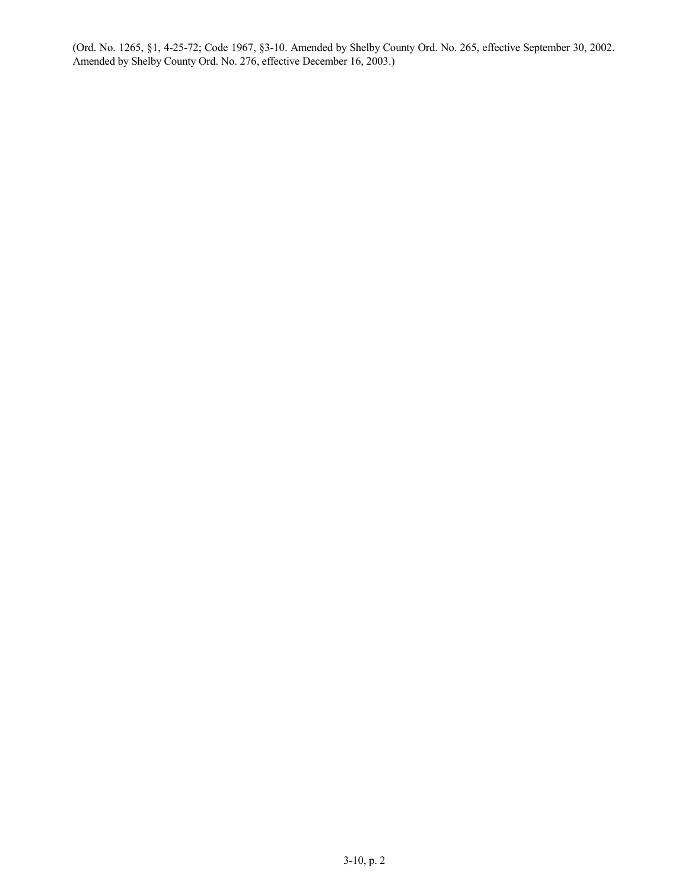(Ord. No. 1265, §1, 4-25-72; Code 1967, §3-10. Amended by Shelby County Ord. No. 265, effective September 30, 2002. Amended by Shelby County Ord. No. 276, effective December 16, 2003.)